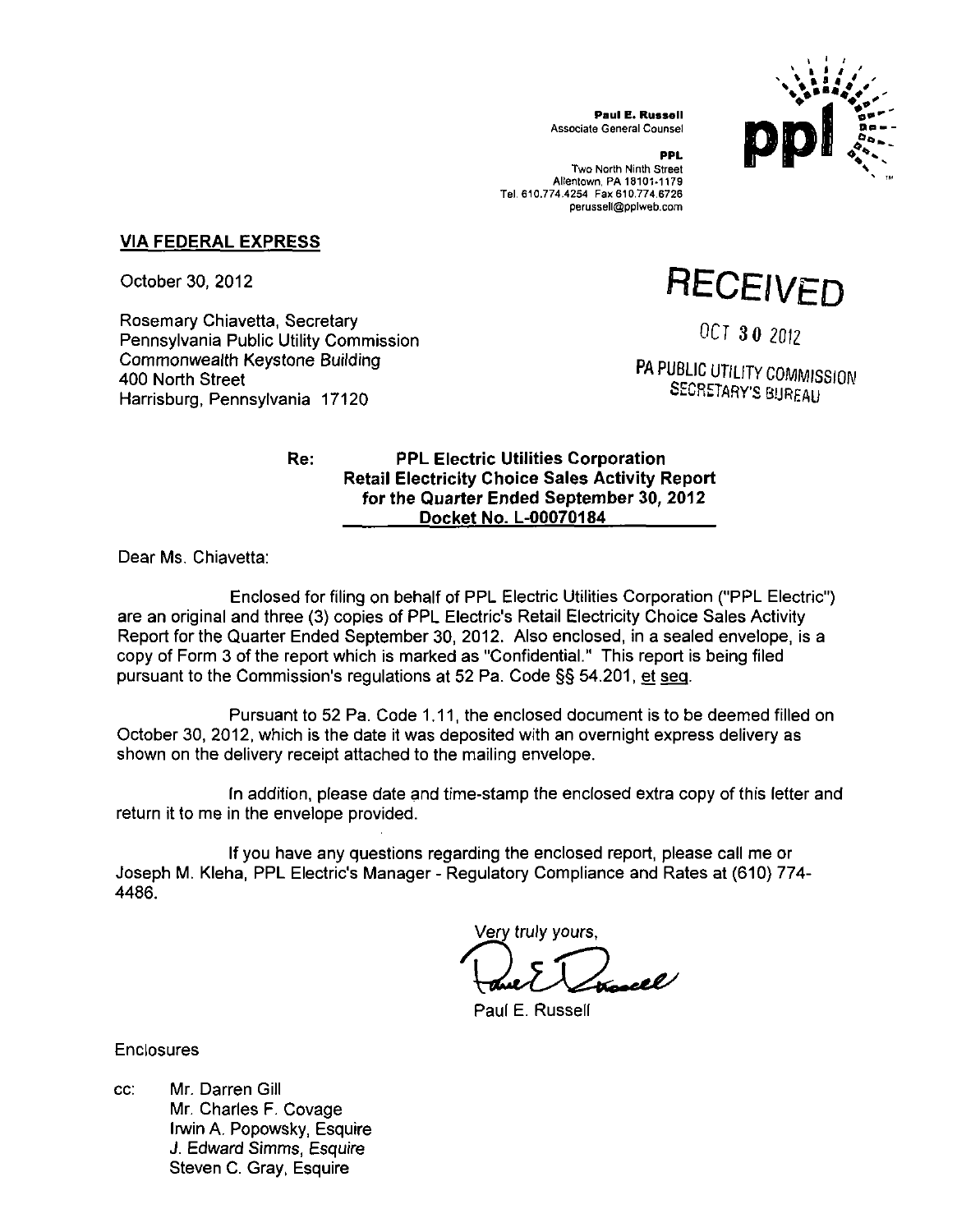**Paul E. Russell**
Associate General Counsel

**PPL**
Two North Ninth Street
Allentown, PA 18101-1179
Tel. 610.774.4254 Fax 610.774.6726
perussell@pplweb.com

**VIA FEDERAL EXPRESS**

October 30, 2012

RECEIVED

OCT 30 2012

PA PUBLIC UTILITY COMMISSION
SECRETARY'S BUREAU

Rosemary Chiavetta, Secretary
Pennsylvania Public Utility Commission
Commonwealth Keystone Building
400 North Street
Harrisburg, Pennsylvania 17120

**Re: PPL Electric Utilities Corporation**
**Retail Electricity Choice Sales Activity Report**
**for the Quarter Ended September 30, 2012**
**Docket No. L-00070184**

Dear Ms. Chiavetta:

Enclosed for filing on behalf of PPL Electric Utilities Corporation ("PPL Electric") are an original and three (3) copies of PPL Electric's Retail Electricity Choice Sales Activity Report for the Quarter Ended September 30, 2012. Also enclosed, in a sealed envelope, is a copy of Form 3 of the report which is marked as "Confidential." This report is being filed pursuant to the Commission's regulations at 52 Pa. Code §§ 54.201, et seq.

Pursuant to 52 Pa. Code 1.11, the enclosed document is to be deemed filled on October 30, 2012, which is the date it was deposited with an overnight express delivery as shown on the delivery receipt attached to the mailing envelope.

In addition, please date and time-stamp the enclosed extra copy of this letter and return it to me in the envelope provided.

If you have any questions regarding the enclosed report, please call me or Joseph M. Kleha, PPL Electric's Manager - Regulatory Compliance and Rates at (610) 774-4486.

Very truly yours,

Paul E. Russell

Enclosures

cc: Mr. Darren Gill
Mr. Charles F. Covage
Irwin A. Popowsky, Esquire
*J. Edward Simms, Esquire*
Steven C. Gray, Esquire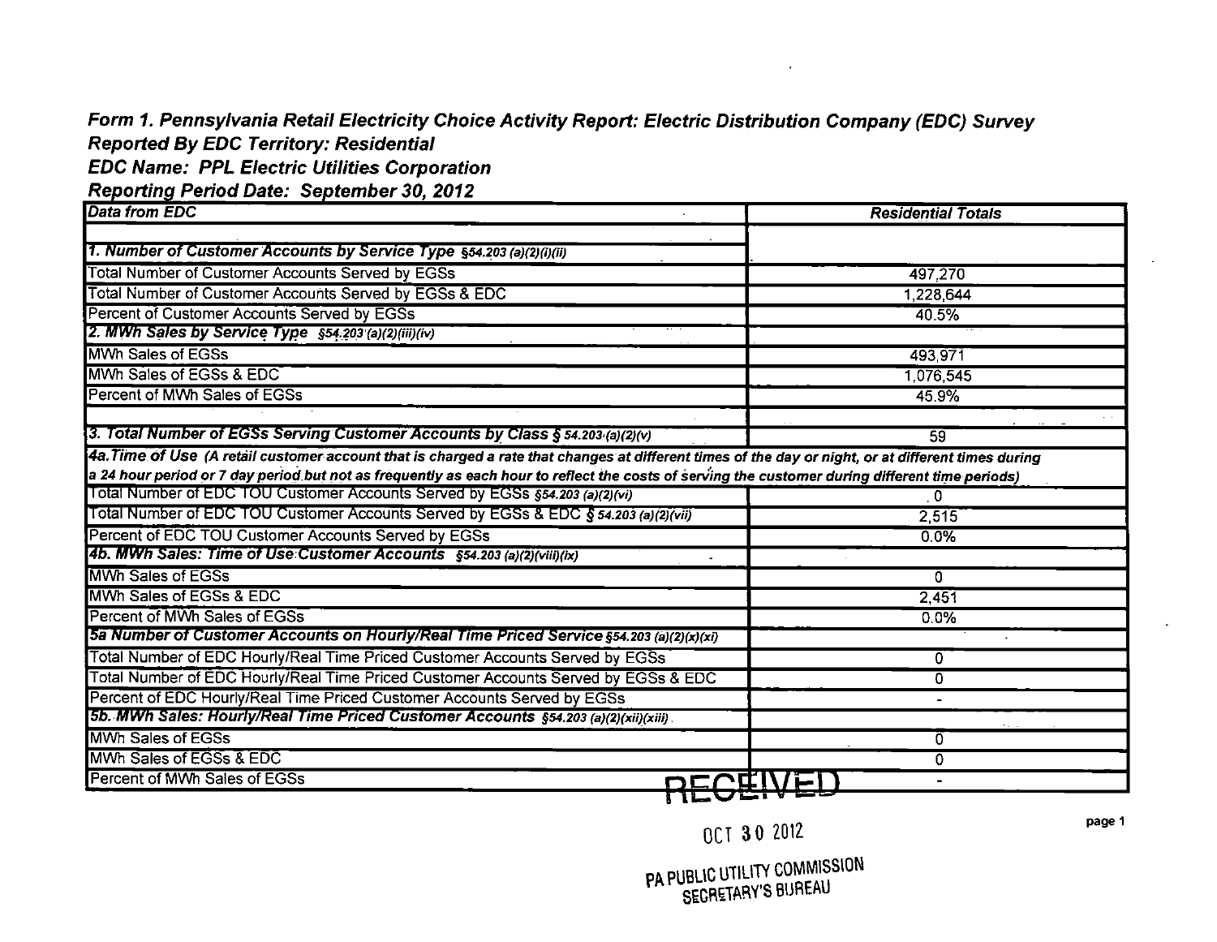***Form 1. Pennsylvania Retail Electricity Choice Activity Report: Electric Distribution Company (EDC) Survey***
***Reported By EDC Territory: Residential***
***EDC Name: PPL Electric Utilities Corporation***
***Reporting Period Date: September 30, 2012***

| *Data from EDC* | *Residential Totals* |
|---|---|
| | |
| ***1. Number of Customer Accounts by Service Type** §54.203 (a)(2)(i)(ii)* | |
| Total Number of Customer Accounts Served by EGSs | 497,270 |
| Total Number of Customer Accounts Served by EGSs & EDC | 1,228,644 |
| Percent of Customer Accounts Served by EGSs | 40.5% |
| ***2. MWh Sales by Service Type** §54.203 (a)(2)(iii)(iv)* | |
| MWh Sales of EGSs | 493,971 |
| MWh Sales of EGSs & EDC | 1,076,545 |
| Percent of MWh Sales of EGSs | 45.9% |
| | |
| ***3. Total Number of EGSs Serving Customer Accounts by Class** § 54.203 (a)(2)(v)* | 59 |
| ***4a. Time of Use** (A retail customer account that is charged a rate that changes at different times of the day or night, or at different times during a 24 hour period or 7 day period but not as frequently as each hour to reflect the costs of serving the customer during different time periods)* | |
| Total Number of EDC TOU Customer Accounts Served by EGSs *§54.203 (a)(2)(vi)* | 0 |
| Total Number of EDC TOU Customer Accounts Served by EGSs & EDC *§ 54.203 (a)(2)(vii)* | 2,515 |
| Percent of EDC TOU Customer Accounts Served by EGSs | 0.0% |
| ***4b. MWh Sales: Time of Use Customer Accounts** §54.203 (a)(2)(viii)(ix)* | |
| MWh Sales of EGSs | 0 |
| MWh Sales of EGSs & EDC | 2,451 |
| Percent of MWh Sales of EGSs | 0.0% |
| ***5a Number of Customer Accounts on Hourly/Real Time Priced Service** §54.203 (a)(2)(x)(xi)* | |
| Total Number of EDC Hourly/Real Time Priced Customer Accounts Served by EGSs | 0 |
| Total Number of EDC Hourly/Real Time Priced Customer Accounts Served by EGSs & EDC | 0 |
| Percent of EDC Hourly/Real Time Priced Customer Accounts Served by EGSs | - |
| ***5b. MWh Sales: Hourly/Real Time Priced Customer Accounts** §54.203 (a)(2)(xii)(xiii)* | |
| MWh Sales of EGSs | 0 |
| MWh Sales of EGSs & EDC | 0 |
| Percent of MWh Sales of EGSs | - |

RECEIVED
OCT 30 2012
PA PUBLIC UTILITY COMMISSION
SECRETARY'S BUREAU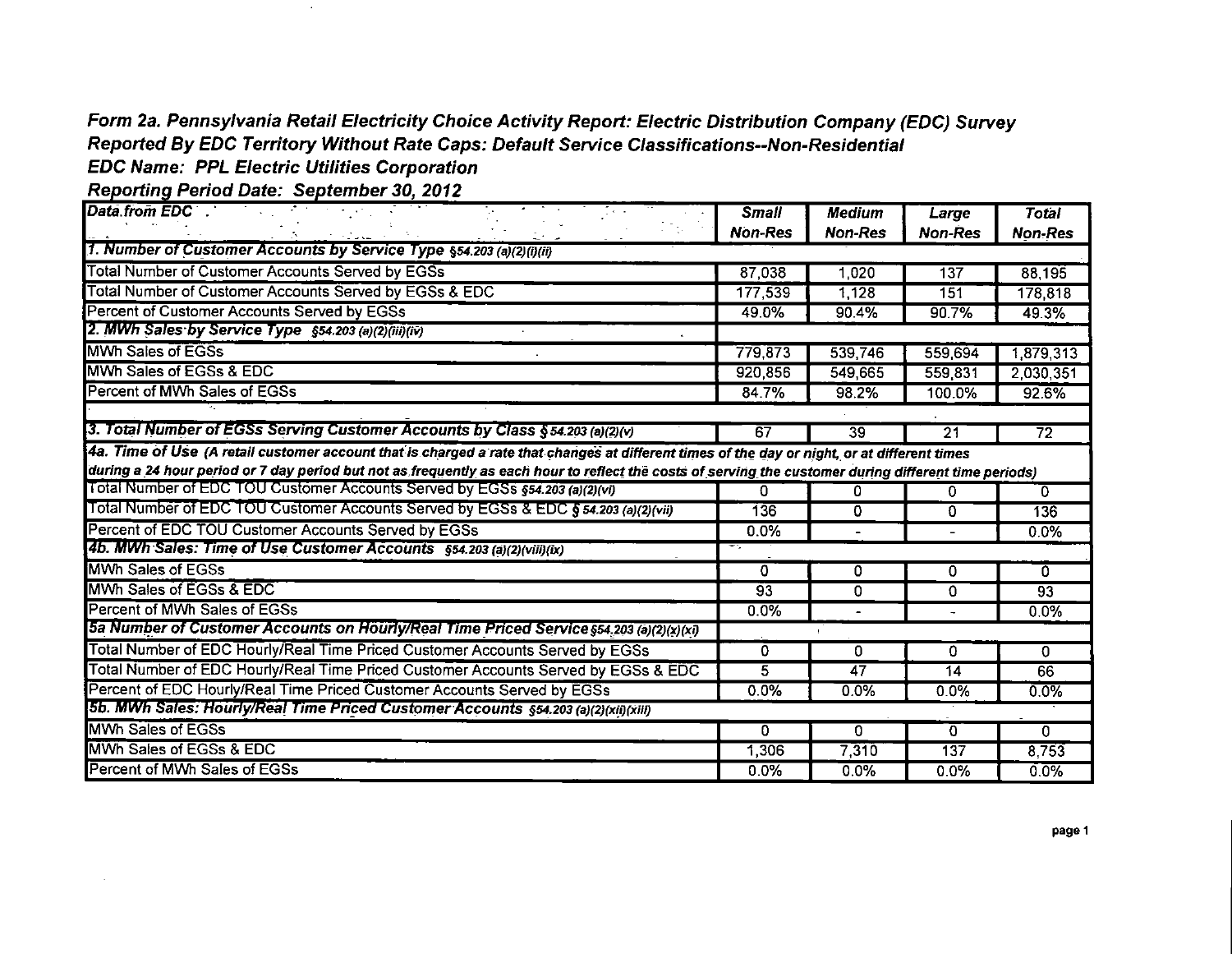***Form 2a. Pennsylvania Retail Electricity Choice Activity Report: Electric Distribution Company (EDC) Survey***
***Reported By EDC Territory Without Rate Caps: Default Service Classifications--Non-Residential***
***EDC Name: PPL Electric Utilities Corporation***
***Reporting Period Date: September 30, 2012***

| Data from EDC | *Small Non-Res* | *Medium Non-Res* | *Large Non-Res* | *Total Non-Res* |
|---|---|---|---|---|
| ***1. Number of Customer Accounts by Service Type §54.203 (a)(2)(i)(ii)*** | | | | |
| Total Number of Customer Accounts Served by EGSs | 87,038 | 1,020 | 137 | 88,195 |
| Total Number of Customer Accounts Served by EGSs & EDC | 177,539 | 1,128 | 151 | 178,818 |
| Percent of Customer Accounts Served by EGSs | 49.0% | 90.4% | 90.7% | 49.3% |
| ***2. MWh Sales by Service Type §54.203 (a)(2)(iii)(iv)*** | | | | |
| MWh Sales of EGSs | 779,873 | 539,746 | 559,694 | 1,879,313 |
| MWh Sales of EGSs & EDC | 920,856 | 549,665 | 559,831 | 2,030,351 |
| Percent of MWh Sales of EGSs | 84.7% | 98.2% | 100.0% | 92.6% |
| | | | | |
| ***3. Total Number of EGSs Serving Customer Accounts by Class § 54.203 (a)(2)(v)*** | 67 | 39 | 21 | 72 |
| ***4a. Time of Use** (A retail customer account that is charged a rate that changes at different times of the day or night, or at different times during a 24 hour period or 7 day period but not as frequently as each hour to reflect the costs of serving the customer during different time periods)* | | | | |
| Total Number of EDC TOU Customer Accounts Served by EGSs *§54.203 (a)(2)(vi)* | 0 | 0 | 0 | 0 |
| Total Number of EDC TOU Customer Accounts Served by EGSs & EDC *§ 54.203 (a)(2)(vii)* | 136 | 0 | 0 | 136 |
| Percent of EDC TOU Customer Accounts Served by EGSs | 0.0% | - | - | 0.0% |
| ***4b. MWh Sales: Time of Use Customer Accounts §54.203 (a)(2)(viii)(ix)*** | | | | |
| MWh Sales of EGSs | 0 | 0 | 0 | 0 |
| MWh Sales of EGSs & EDC | 93 | 0 | 0 | 93 |
| Percent of MWh Sales of EGSs | 0.0% | - | - | 0.0% |
| ***5a Number of Customer Accounts on Hourly/Real Time Priced Service §54.203 (a)(2)(x)(xi)*** | | | | |
| Total Number of EDC Hourly/Real Time Priced Customer Accounts Served by EGSs | 0 | 0 | 0 | 0 |
| Total Number of EDC Hourly/Real Time Priced Customer Accounts Served by EGSs & EDC | 5 | 47 | 14 | 66 |
| Percent of EDC Hourly/Real Time Priced Customer Accounts Served by EGSs | 0.0% | 0.0% | 0.0% | 0.0% |
| ***5b. MWh Sales: Hourly/Real Time Priced Customer Accounts §54.203 (a)(2)(xii)(xiii)*** | | | | |
| MWh Sales of EGSs | 0 | 0 | 0 | 0 |
| MWh Sales of EGSs & EDC | 1,306 | 7,310 | 137 | 8,753 |
| Percent of MWh Sales of EGSs | 0.0% | 0.0% | 0.0% | 0.0% |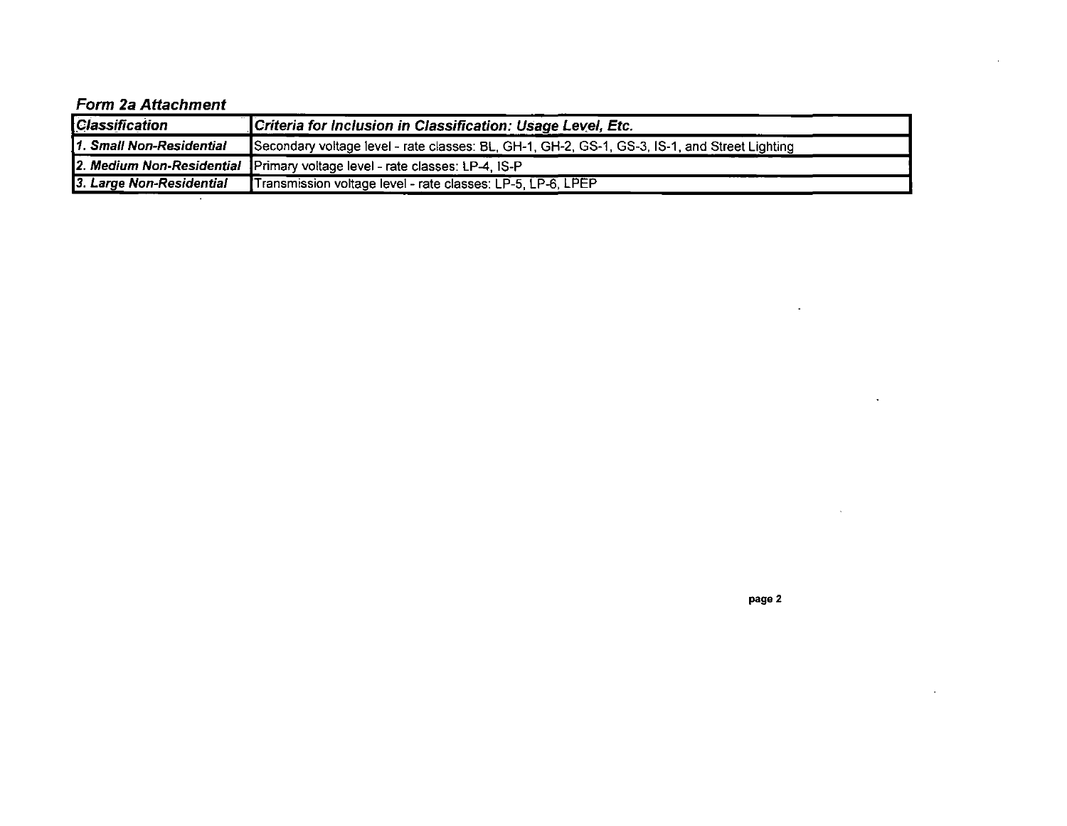*Form 2a Attachment*

| *Classification* | *Criteria for Inclusion in Classification: Usage Level, Etc.* |
|---|---|
| *1. Small Non-Residential* | Secondary voltage level - rate classes: BL, GH-1, GH-2, GS-1, GS-3, IS-1, and Street Lighting |
| *2. Medium Non-Residential* | Primary voltage level - rate classes: LP-4, IS-P |
| *3. Large Non-Residential* | Transmission voltage level - rate classes: LP-5, LP-6, LPEP |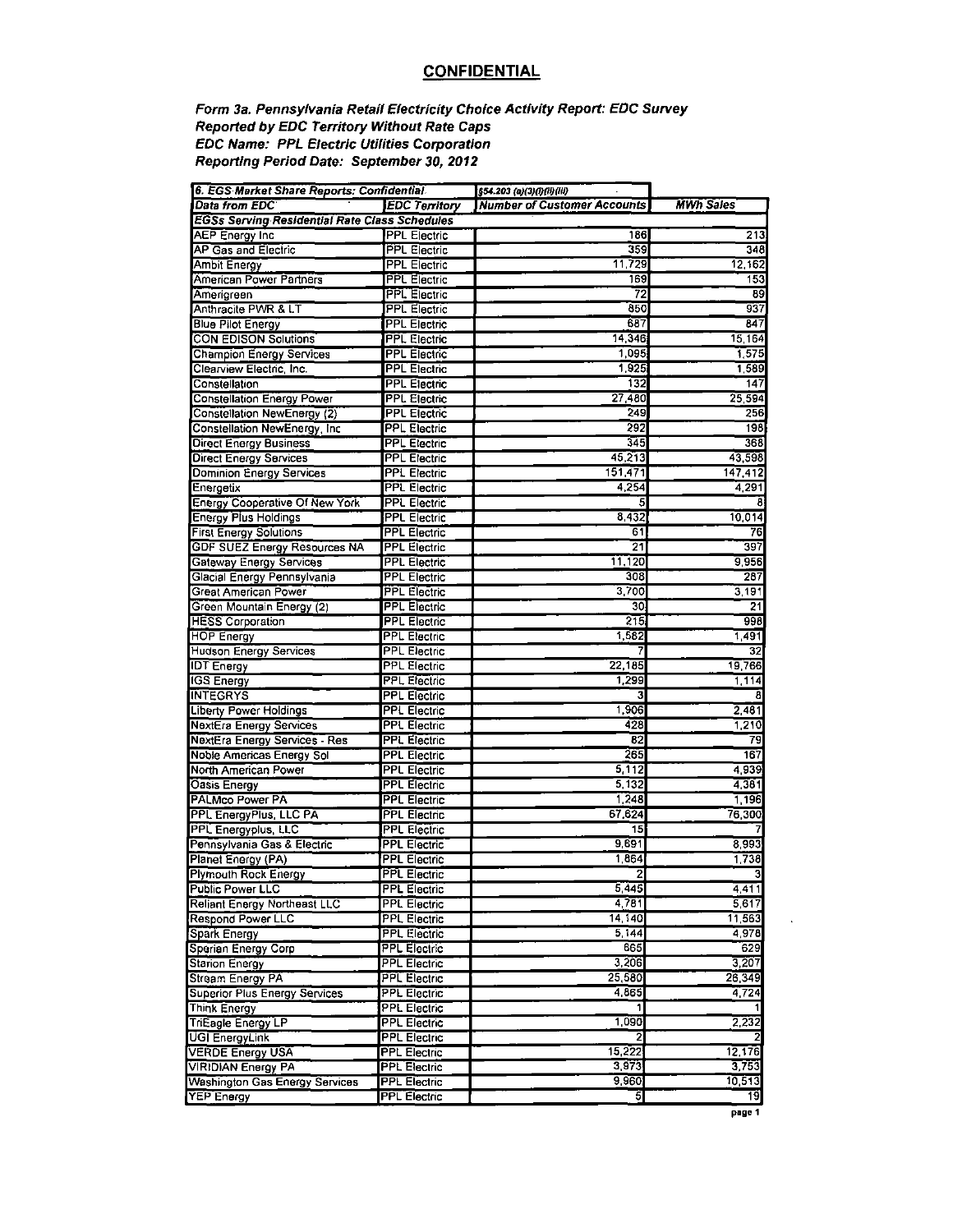**CONFIDENTIAL**

***Form 3a. Pennsylvania Retail Electricity Choice Activity Report: EDC Survey***
***Reported by EDC Territory Without Rate Caps***
***EDC Name: PPL Electric Utilities Corporation***
***Reporting Period Date: September 30, 2012***

| 6. EGS Market Share Reports: Confidential | | §54.203 (a)(3)(i)(ii)(iii) | |
|---|---|---|---|
| Data from EDC | EDC Territory | Number of Customer Accounts | MWh Sales |
| EGSs Serving Residential Rate Class Schedules | | | |
| AEP Energy Inc | PPL Electric | 186 | 213 |
| AP Gas and Electric | PPL Electric | 359 | 348 |
| Ambit Energy | PPL Electric | 11,729 | 12,162 |
| American Power Partners | PPL Electric | 169 | 153 |
| Amerigreen | PPL Electric | 72 | 89 |
| Anthracite PWR & LT | PPL Electric | 850 | 937 |
| Blue Pilot Energy | PPL Electric | 687 | 847 |
| CON EDISON Solutions | PPL Electric | 14,346 | 15,164 |
| Champion Energy Services | PPL Electric | 1,095 | 1,575 |
| Clearview Electric, Inc. | PPL Electric | 1,925 | 1,589 |
| Constellation | PPL Electric | 132 | 147 |
| Constellation Energy Power | PPL Electric | 27,480 | 25,594 |
| Constellation NewEnergy (2) | PPL Electric | 249 | 256 |
| Constellation NewEnergy, Inc | PPL Electric | 292 | 198 |
| Direct Energy Business | PPL Electric | 345 | 368 |
| Direct Energy Services | PPL Electric | 45,213 | 43,598 |
| Dominion Energy Services | PPL Electric | 151,471 | 147,412 |
| Energetix | PPL Electric | 4,254 | 4,291 |
| Energy Cooperative Of New York | PPL Electric | 5 | 8 |
| Energy Plus Holdings | PPL Electric | 8,432 | 10,014 |
| First Energy Solutions | PPL Electric | 61 | 76 |
| GDF SUEZ Energy Resources NA | PPL Electric | 21 | 397 |
| Gateway Energy Services | PPL Electric | 11,120 | 9,956 |
| Glacial Energy Pennsylvania | PPL Electric | 308 | 287 |
| Great American Power | PPL Electric | 3,700 | 3,191 |
| Green Mountain Energy (2) | PPL Electric | 30 | 21 |
| HESS Corporation | PPL Electric | 215 | 998 |
| HOP Energy | PPL Electric | 1,582 | 1,491 |
| Hudson Energy Services | PPL Electric | 7 | 32 |
| IDT Energy | PPL Electric | 22,185 | 19,766 |
| IGS Energy | PPL Electric | 1,299 | 1,114 |
| INTEGRYS | PPL Electric | 3 | 8 |
| Liberty Power Holdings | PPL Electric | 1,906 | 2,481 |
| NextEra Energy Services | PPL Electric | 428 | 1,210 |
| NextEra Energy Services - Res | PPL Electric | 82 | 79 |
| Noble Americas Energy Sol | PPL Electric | 265 | 167 |
| North American Power | PPL Electric | 5,112 | 4,939 |
| Oasis Energy | PPL Electric | 5,132 | 4,381 |
| PALMco Power PA | PPL Electric | 1,248 | 1,196 |
| PPL EnergyPlus, LLC PA | PPL Electric | 67,624 | 76,300 |
| PPL Energyplus, LLC | PPL Electric | 15 | 7 |
| Pennsylvania Gas & Electric | PPL Electric | 9,691 | 8,993 |
| Planet Energy (PA) | PPL Electric | 1,864 | 1,738 |
| Plymouth Rock Energy | PPL Electric | 2 | 3 |
| Public Power LLC | PPL Electric | 5,445 | 4,411 |
| Reliant Energy Northeast LLC | PPL Electric | 4,781 | 5,617 |
| Respond Power LLC | PPL Electric | 14,140 | 11,563 |
| Spark Energy | PPL Electric | 5,144 | 4,978 |
| Sperian Energy Corp | PPL Electric | 665 | 629 |
| Starion Energy | PPL Electric | 3,206 | 3,207 |
| Stream Energy PA | PPL Electric | 25,580 | 26,349 |
| Superior Plus Energy Services | PPL Electric | 4,865 | 4,724 |
| Think Energy | PPL Electric | 1 | 1 |
| TriEagle Energy LP | PPL Electric | 1,090 | 2,232 |
| UGI EnergyLink | PPL Electric | 2 | 2 |
| VERDE Energy USA | PPL Electric | 15,222 | 12,176 |
| VIRIDIAN Energy PA | PPL Electric | 3,973 | 3,753 |
| Washington Gas Energy Services | PPL Electric | 9,960 | 10,513 |
| YEP Energy | PPL Electric | 5 | 19 |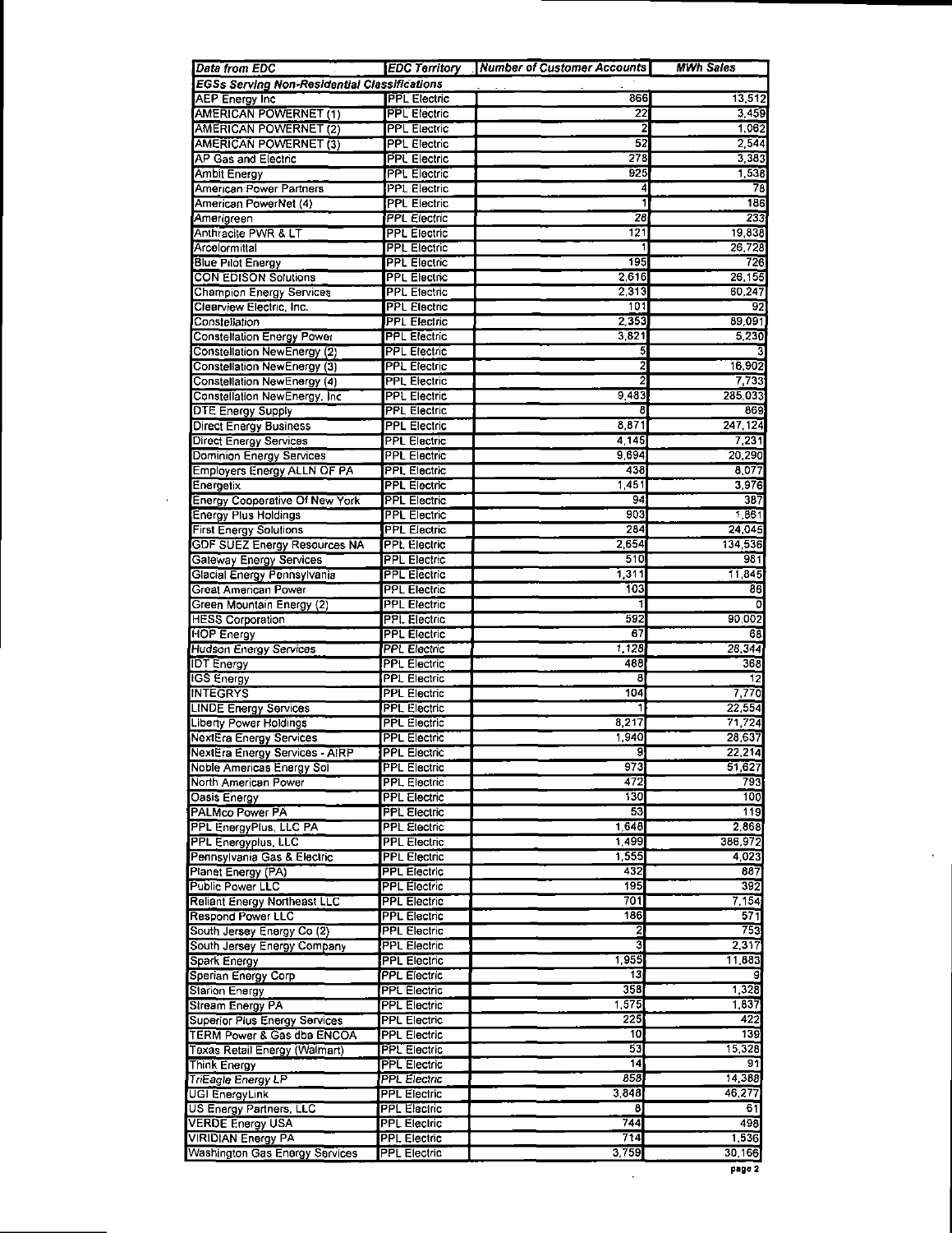| Data from EDC | EDC Territory | Number of Customer Accounts | MWh Sales |
|---|---|---|---|
| **EGSs Serving Non-Residential Classifications** | | | |
| AEP Energy Inc | PPL Electric | 866 | 13,512 |
| AMERICAN POWERNET (1) | PPL Electric | 22 | 3,459 |
| AMERICAN POWERNET (2) | PPL Electric | 2 | 1,062 |
| AMERICAN POWERNET (3) | PPL Electric | 52 | 2,544 |
| AP Gas and Electric | PPL Electric | 278 | 3,383 |
| Ambit Energy | PPL Electric | 925 | 1,538 |
| American Power Partners | PPL Electric | 4 | 78 |
| American PowerNet (4) | PPL Electric | 1 | 186 |
| Amerigreen | PPL Electric | 28 | 233 |
| Anthracite PWR & LT | PPL Electric | 121 | 19,838 |
| Arcelormittal | PPL Electric | 1 | 26,728 |
| Blue Pilot Energy | PPL Electric | 195 | 726 |
| CON EDISON Solutions | PPL Electric | 2,616 | 26,155 |
| Champion Energy Services | PPL Electric | 2,313 | 60,247 |
| Clearview Electric, Inc. | PPL Electric | 101 | 92 |
| Constellation | PPL Electric | 2,353 | 89,091 |
| Constellation Energy Power | PPL Electric | 3,821 | 5,230 |
| Constellation NewEnergy (2) | PPL Electric | 5 | 3 |
| Constellation NewEnergy (3) | PPL Electric | 2 | 16,902 |
| Constellation NewEnergy (4) | PPL Electric | 2 | 7,733 |
| Constellation NewEnergy, Inc | PPL Electric | 9,483 | 285,033 |
| DTE Energy Supply | PPL Electric | 8 | 868 |
| Direct Energy Business | PPL Electric | 8,871 | 247,124 |
| Direct Energy Services | PPL Electric | 4,145 | 7,231 |
| Dominion Energy Services | PPL Electric | 9,694 | 20,290 |
| Employers Energy ALLN OF PA | PPL Electric | 438 | 8,077 |
| Energetix | PPL Electric | 1,451 | 3,976 |
| Energy Cooperative Of New York | PPL Electric | 94 | 387 |
| Energy Plus Holdings | PPL Electric | 903 | 1,861 |
| First Energy Solutions | PPL Electric | 284 | 24,045 |
| GDF SUEZ Energy Resources NA | PPL Electric | 2,654 | 134,536 |
| Gateway Energy Services | PPL Electric | 510 | 981 |
| Glacial Energy Pennsylvania | PPL Electric | 1,311 | 11,845 |
| Great American Power | PPL Electric | 103 | 86 |
| Green Mountain Energy (2) | PPL Electric | 1 | 0 |
| HESS Corporation | PPL Electric | 592 | 90,002 |
| HOP Energy | PPL Electric | 67 | 68 |
| Hudson Energy Services | PPL Electric | 1,128 | 28,344 |
| IDT Energy | PPL Electric | 488 | 368 |
| IGS Energy | PPL Electric | 8 | 12 |
| INTEGRYS | PPL Electric | 104 | 7,770 |
| LINDE Energy Services | PPL Electric | 1 | 22,554 |
| Liberty Power Holdings | PPL Electric | 8,217 | 71,724 |
| NextEra Energy Services | PPL Electric | 1,940 | 28,637 |
| NextEra Energy Services - AIRP | PPL Electric | 9 | 22,214 |
| Noble Americas Energy Sol | PPL Electric | 973 | 51,627 |
| North American Power | PPL Electric | 472 | 793 |
| Oasis Energy | PPL Electric | 130 | 100 |
| PALMco Power PA | PPL Electric | 53 | 119 |
| PPL EnergyPlus, LLC PA | PPL Electric | 1,648 | 2,868 |
| PPL Energyplus, LLC | PPL Electric | 1,499 | 386,972 |
| Pennsylvania Gas & Electric | PPL Electric | 1,555 | 4,023 |
| Planet Energy (PA) | PPL Electric | 432 | 887 |
| Public Power LLC | PPL Electric | 195 | 392 |
| Reliant Energy Northeast LLC | PPL Electric | 701 | 7,154 |
| Respond Power LLC | PPL Electric | 186 | 571 |
| South Jersey Energy Co (2) | PPL Electric | 2 | 753 |
| South Jersey Energy Company | PPL Electric | 3 | 2,317 |
| Spark Energy | PPL Electric | 1,955 | 11,883 |
| Sperian Energy Corp | PPL Electric | 13 | 9 |
| Starion Energy | PPL Electric | 358 | 1,328 |
| Stream Energy PA | PPL Electric | 1,575 | 1,837 |
| Superior Plus Energy Services | PPL Electric | 225 | 422 |
| TERM Power & Gas dba ENCOA | PPL Electric | 10 | 139 |
| Texas Retail Energy (Walmart) | PPL Electric | 53 | 15,328 |
| Think Energy | PPL Electric | 14 | 91 |
| TriEagle Energy LP | PPL Electric | 858 | 14,388 |
| UGI EnergyLink | PPL Electric | 3,848 | 46,277 |
| US Energy Partners, LLC | PPL Electric | 8 | 61 |
| VERDE Energy USA | PPL Electric | 744 | 498 |
| VIRIDIAN Energy PA | PPL Electric | 714 | 1,536 |
| Washington Gas Energy Services | PPL Electric | 3,759 | 30,166 |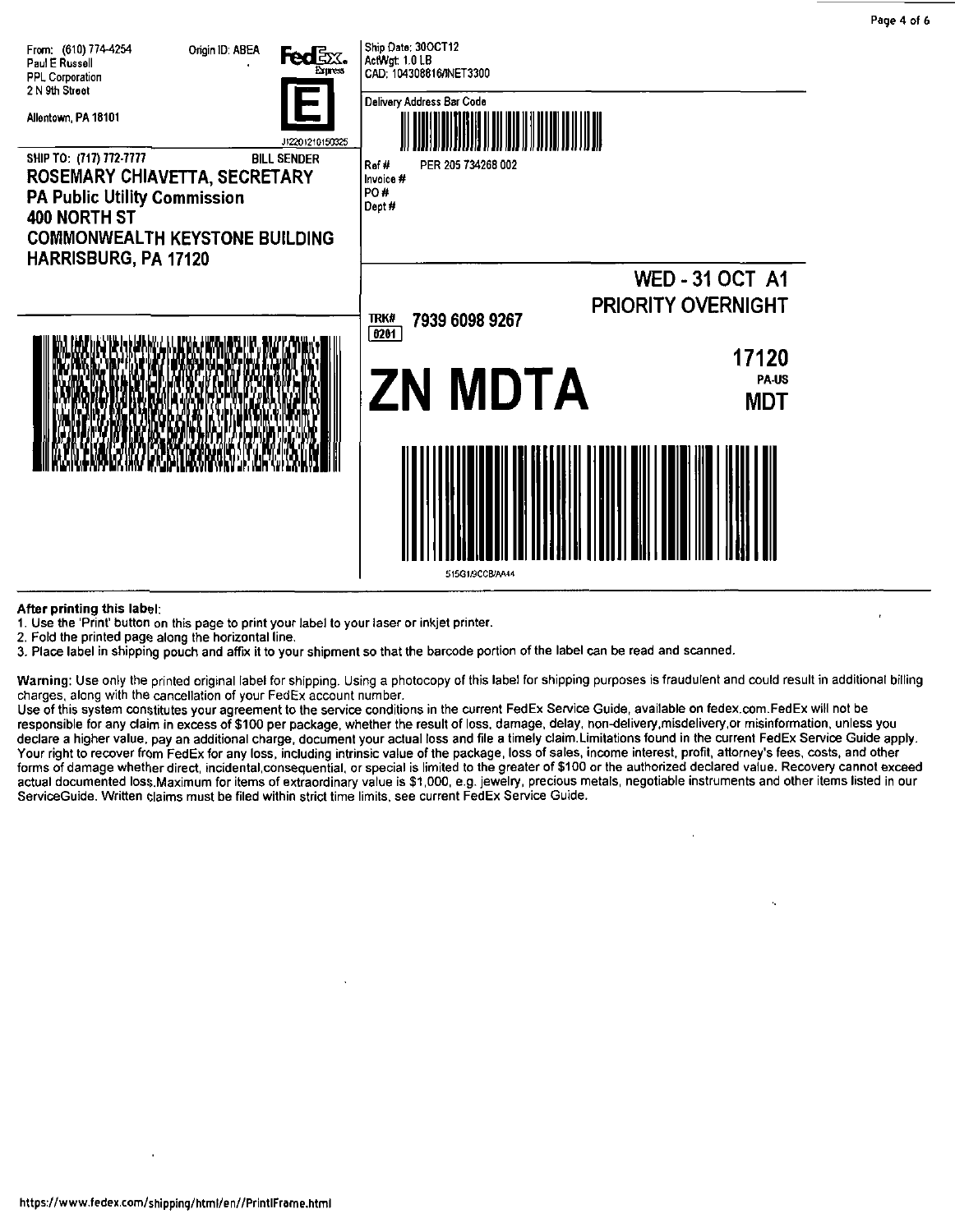From: (610) 774-4254
Paul E Russell
PPL Corporation
2 N 9th Street

Allentown, PA 18101

Origin ID: ABEA

FedEx Express

E

J12201210150325

Ship Date: 30OCT12
ActWgt: 1.0 LB
CAD: 104308816/INET3300

Delivery Address Bar Code

SHIP TO: (717) 772-7777 BILL SENDER

**ROSEMARY CHIAVETTA, SECRETARY**
**PA Public Utility Commission**
**400 NORTH ST**
**COMMONWEALTH KEYSTONE BUILDING**
**HARRISBURG, PA 17120**

Ref # PER 205 734268 002
Invoice #
PO #
Dept #

**WED - 31 OCT A1**
**PRIORITY OVERNIGHT**

TRK# **7939 6098 9267**
0201

**ZN MDTA**

**17120**
**PA-US**
**MDT**

515G1/9CCB/AA44

**After printing this label:**

1. Use the 'Print' button on this page to print your label to your laser or inkjet printer.
2. Fold the printed page along the horizontal line.
3. Place label in shipping pouch and affix it to your shipment so that the barcode portion of the label can be read and scanned.

**Warning:** Use only the printed original label for shipping. Using a photocopy of this label for shipping purposes is fraudulent and could result in additional billing charges, along with the cancellation of your FedEx account number.
Use of this system constitutes your agreement to the service conditions in the current FedEx Service Guide, available on fedex.com.FedEx will not be responsible for any claim in excess of $100 per package, whether the result of loss, damage, delay, non-delivery,misdelivery,or misinformation, unless you declare a higher value, pay an additional charge, document your actual loss and file a timely claim.Limitations found in the current FedEx Service Guide apply. Your right to recover from FedEx for any loss, including intrinsic value of the package, loss of sales, income interest, profit, attorney's fees, costs, and other forms of damage whether direct, incidental,consequential, or special is limited to the greater of $100 or the authorized declared value. Recovery cannot exceed actual documented loss.Maximum for items of extraordinary value is $1,000, e.g. jewelry, precious metals, negotiable instruments and other items listed in our ServiceGuide. Written claims must be filed within strict time limits, see current FedEx Service Guide.

https://www.fedex.com/shipping/html/en//PrintIFrame.html